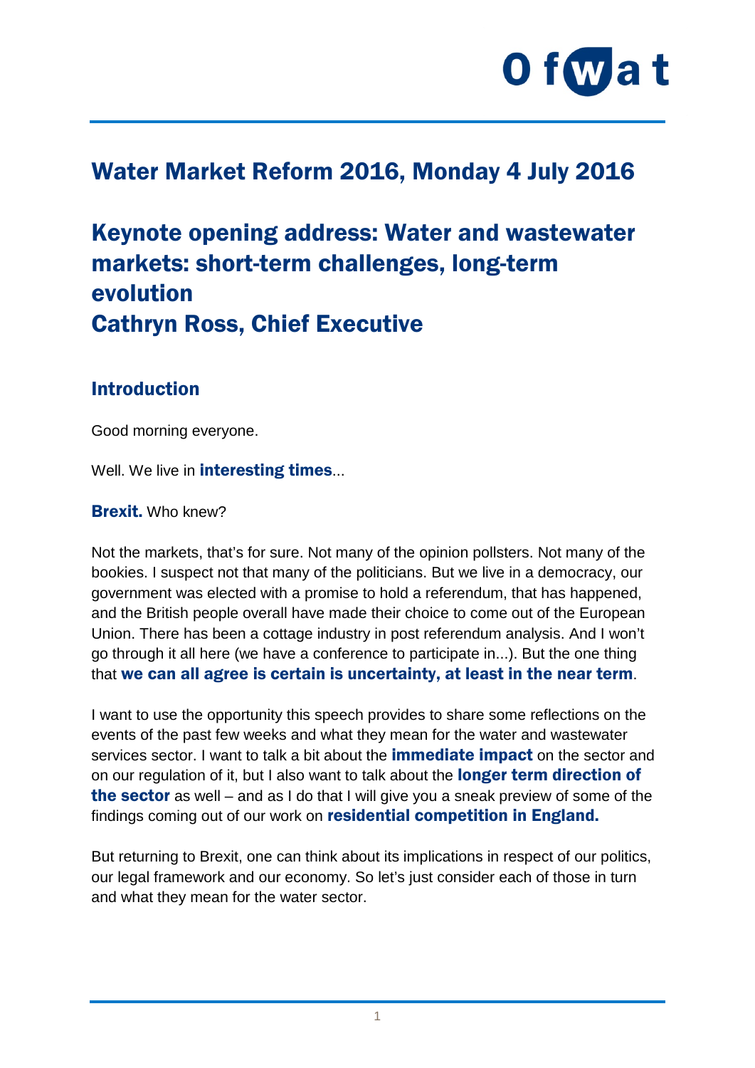# Water Market Reform 2016, Monday 4 July 2016

# Keynote opening address: Water and wastewater markets: short-term challenges, long-term evolution
# Cathryn Ross, Chief Executive

## Introduction

Good morning everyone.

Well. We live in **interesting times**...

**Brexit.** Who knew?

Not the markets, that's for sure. Not many of the opinion pollsters. Not many of the bookies. I suspect not that many of the politicians. But we live in a democracy, our government was elected with a promise to hold a referendum, that has happened, and the British people overall have made their choice to come out of the European Union. There has been a cottage industry in post referendum analysis. And I won't go through it all here (we have a conference to participate in...). But the one thing that **we can all agree is certain is uncertainty, at least in the near term**.

I want to use the opportunity this speech provides to share some reflections on the events of the past few weeks and what they mean for the water and wastewater services sector. I want to talk a bit about the **immediate impact** on the sector and on our regulation of it, but I also want to talk about the **longer term direction of the sector** as well – and as I do that I will give you a sneak preview of some of the findings coming out of our work on **residential competition in England.**

But returning to Brexit, one can think about its implications in respect of our politics, our legal framework and our economy. So let's just consider each of those in turn and what they mean for the water sector.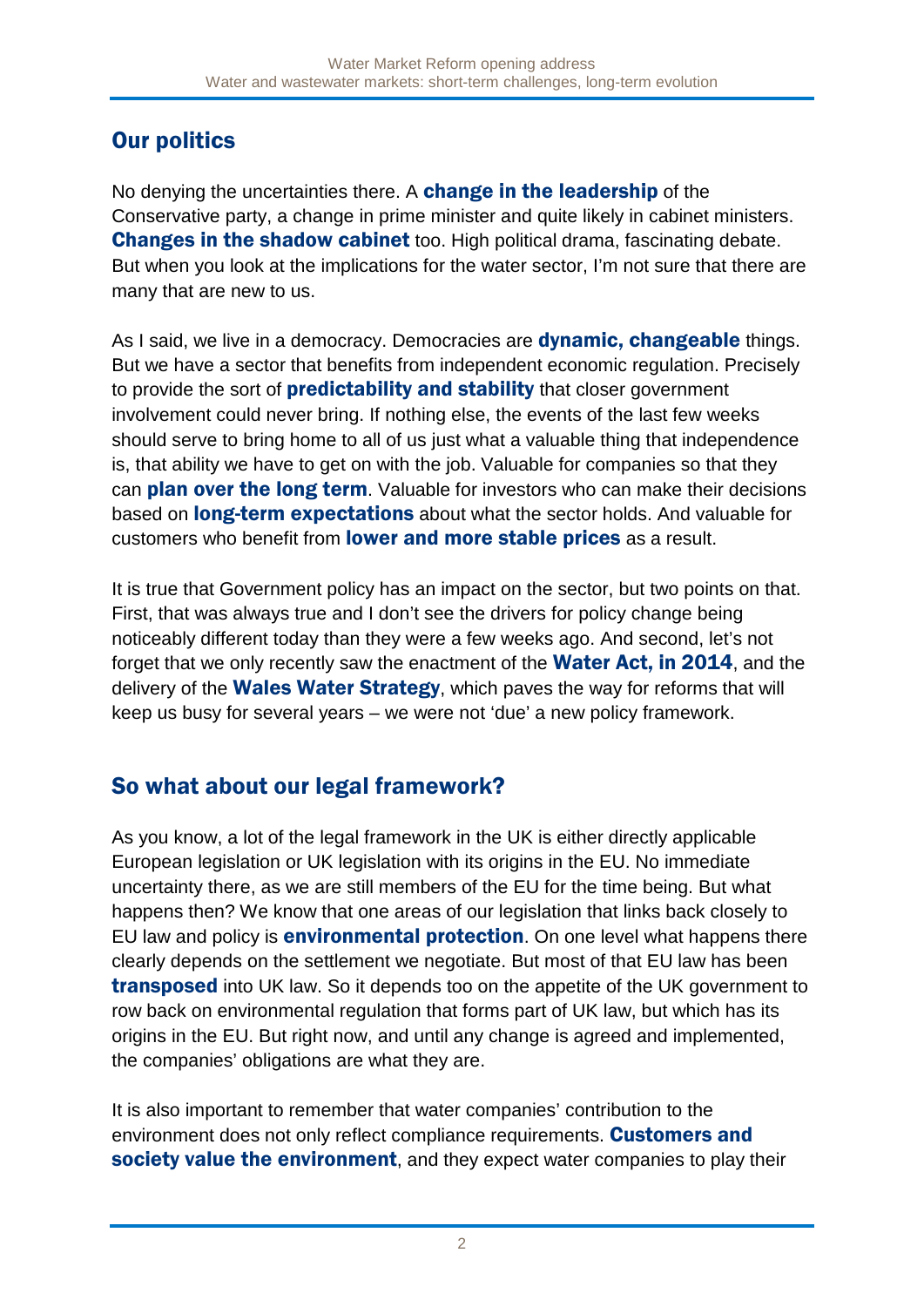## Our politics

No denying the uncertainties there. A **change in the leadership** of the Conservative party, a change in prime minister and quite likely in cabinet ministers. **Changes in the shadow cabinet** too. High political drama, fascinating debate. But when you look at the implications for the water sector, I'm not sure that there are many that are new to us.

As I said, we live in a democracy. Democracies are **dynamic, changeable** things. But we have a sector that benefits from independent economic regulation. Precisely to provide the sort of **predictability and stability** that closer government involvement could never bring. If nothing else, the events of the last few weeks should serve to bring home to all of us just what a valuable thing that independence is, that ability we have to get on with the job. Valuable for companies so that they can **plan over the long term**. Valuable for investors who can make their decisions based on **long-term expectations** about what the sector holds. And valuable for customers who benefit from **lower and more stable prices** as a result.

It is true that Government policy has an impact on the sector, but two points on that. First, that was always true and I don't see the drivers for policy change being noticeably different today than they were a few weeks ago. And second, let's not forget that we only recently saw the enactment of the **Water Act, in 2014**, and the delivery of the **Wales Water Strategy**, which paves the way for reforms that will keep us busy for several years – we were not 'due' a new policy framework.

## So what about our legal framework?

As you know, a lot of the legal framework in the UK is either directly applicable European legislation or UK legislation with its origins in the EU. No immediate uncertainty there, as we are still members of the EU for the time being. But what happens then? We know that one areas of our legislation that links back closely to EU law and policy is **environmental protection**. On one level what happens there clearly depends on the settlement we negotiate. But most of that EU law has been **transposed** into UK law. So it depends too on the appetite of the UK government to row back on environmental regulation that forms part of UK law, but which has its origins in the EU. But right now, and until any change is agreed and implemented, the companies' obligations are what they are.

It is also important to remember that water companies' contribution to the environment does not only reflect compliance requirements. **Customers and society value the environment**, and they expect water companies to play their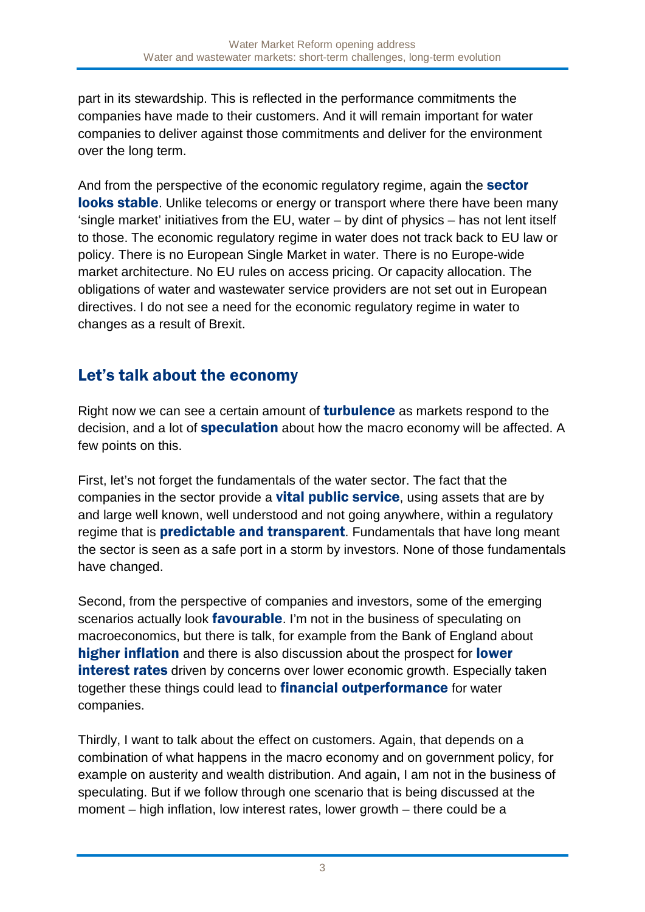part in its stewardship. This is reflected in the performance commitments the companies have made to their customers. And it will remain important for water companies to deliver against those commitments and deliver for the environment over the long term.

And from the perspective of the economic regulatory regime, again the **sector looks stable**. Unlike telecoms or energy or transport where there have been many 'single market' initiatives from the EU, water – by dint of physics – has not lent itself to those. The economic regulatory regime in water does not track back to EU law or policy. There is no European Single Market in water. There is no Europe-wide market architecture. No EU rules on access pricing. Or capacity allocation. The obligations of water and wastewater service providers are not set out in European directives. I do not see a need for the economic regulatory regime in water to changes as a result of Brexit.

## Let's talk about the economy

Right now we can see a certain amount of **turbulence** as markets respond to the decision, and a lot of **speculation** about how the macro economy will be affected. A few points on this.

First, let's not forget the fundamentals of the water sector. The fact that the companies in the sector provide a **vital public service**, using assets that are by and large well known, well understood and not going anywhere, within a regulatory regime that is **predictable and transparent**. Fundamentals that have long meant the sector is seen as a safe port in a storm by investors. None of those fundamentals have changed.

Second, from the perspective of companies and investors, some of the emerging scenarios actually look **favourable**. I'm not in the business of speculating on macroeconomics, but there is talk, for example from the Bank of England about **higher inflation** and there is also discussion about the prospect for **lower interest rates** driven by concerns over lower economic growth. Especially taken together these things could lead to **financial outperformance** for water companies.

Thirdly, I want to talk about the effect on customers. Again, that depends on a combination of what happens in the macro economy and on government policy, for example on austerity and wealth distribution. And again, I am not in the business of speculating. But if we follow through one scenario that is being discussed at the moment – high inflation, low interest rates, lower growth – there could be a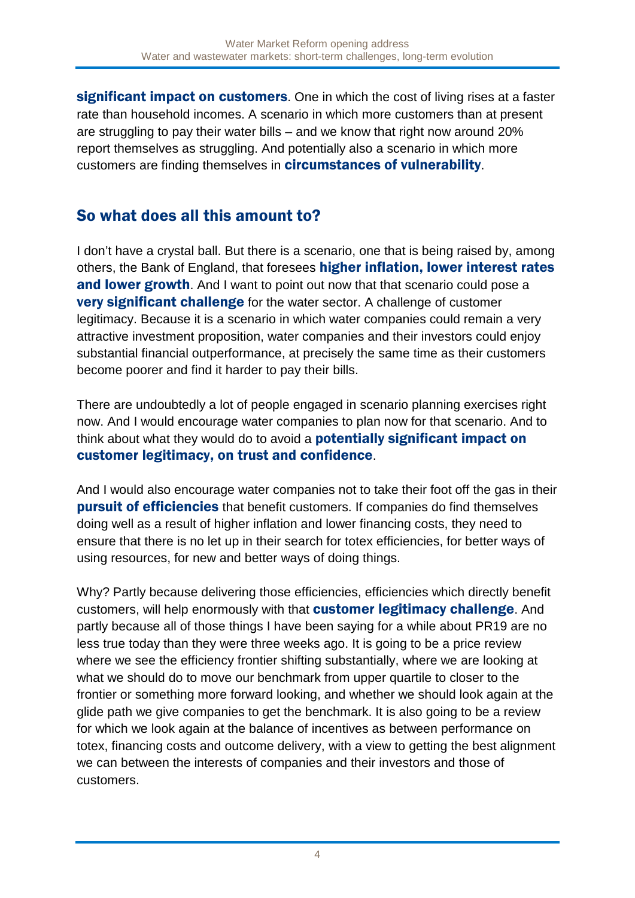**significant impact on customers**. One in which the cost of living rises at a faster rate than household incomes. A scenario in which more customers than at present are struggling to pay their water bills – and we know that right now around 20% report themselves as struggling. And potentially also a scenario in which more customers are finding themselves in **circumstances of vulnerability**.

## So what does all this amount to?

I don't have a crystal ball. But there is a scenario, one that is being raised by, among others, the Bank of England, that foresees **higher inflation, lower interest rates and lower growth**. And I want to point out now that that scenario could pose a **very significant challenge** for the water sector. A challenge of customer legitimacy. Because it is a scenario in which water companies could remain a very attractive investment proposition, water companies and their investors could enjoy substantial financial outperformance, at precisely the same time as their customers become poorer and find it harder to pay their bills.

There are undoubtedly a lot of people engaged in scenario planning exercises right now. And I would encourage water companies to plan now for that scenario. And to think about what they would do to avoid a **potentially significant impact on customer legitimacy, on trust and confidence**.

And I would also encourage water companies not to take their foot off the gas in their **pursuit of efficiencies** that benefit customers. If companies do find themselves doing well as a result of higher inflation and lower financing costs, they need to ensure that there is no let up in their search for totex efficiencies, for better ways of using resources, for new and better ways of doing things.

Why? Partly because delivering those efficiencies, efficiencies which directly benefit customers, will help enormously with that **customer legitimacy challenge**. And partly because all of those things I have been saying for a while about PR19 are no less true today than they were three weeks ago. It is going to be a price review where we see the efficiency frontier shifting substantially, where we are looking at what we should do to move our benchmark from upper quartile to closer to the frontier or something more forward looking, and whether we should look again at the glide path we give companies to get the benchmark. It is also going to be a review for which we look again at the balance of incentives as between performance on totex, financing costs and outcome delivery, with a view to getting the best alignment we can between the interests of companies and their investors and those of customers.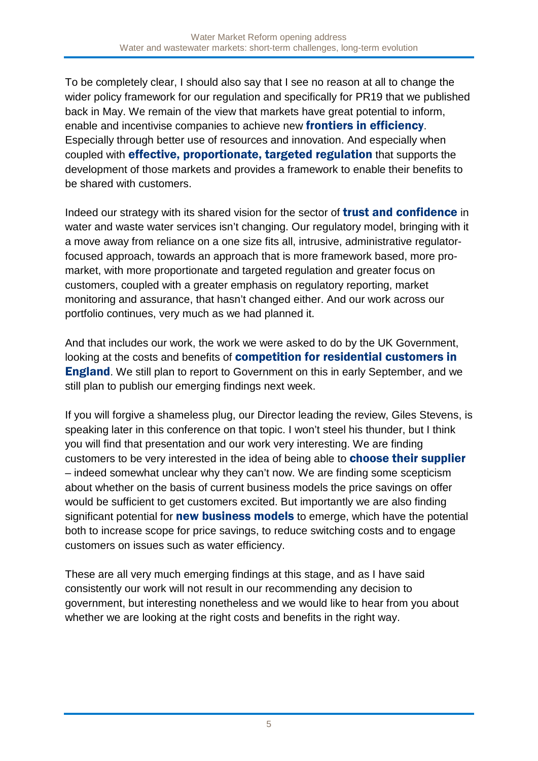To be completely clear, I should also say that I see no reason at all to change the wider policy framework for our regulation and specifically for PR19 that we published back in May. We remain of the view that markets have great potential to inform, enable and incentivise companies to achieve new **frontiers in efficiency**. Especially through better use of resources and innovation. And especially when coupled with **effective, proportionate, targeted regulation** that supports the development of those markets and provides a framework to enable their benefits to be shared with customers.

Indeed our strategy with its shared vision for the sector of **trust and confidence** in water and waste water services isn't changing. Our regulatory model, bringing with it a move away from reliance on a one size fits all, intrusive, administrative regulator-focused approach, towards an approach that is more framework based, more pro-market, with more proportionate and targeted regulation and greater focus on customers, coupled with a greater emphasis on regulatory reporting, market monitoring and assurance, that hasn't changed either. And our work across our portfolio continues, very much as we had planned it.

And that includes our work, the work we were asked to do by the UK Government, looking at the costs and benefits of **competition for residential customers in England**. We still plan to report to Government on this in early September, and we still plan to publish our emerging findings next week.

If you will forgive a shameless plug, our Director leading the review, Giles Stevens, is speaking later in this conference on that topic. I won't steel his thunder, but I think you will find that presentation and our work very interesting. We are finding customers to be very interested in the idea of being able to **choose their supplier** – indeed somewhat unclear why they can't now. We are finding some scepticism about whether on the basis of current business models the price savings on offer would be sufficient to get customers excited. But importantly we are also finding significant potential for **new business models** to emerge, which have the potential both to increase scope for price savings, to reduce switching costs and to engage customers on issues such as water efficiency.

These are all very much emerging findings at this stage, and as I have said consistently our work will not result in our recommending any decision to government, but interesting nonetheless and we would like to hear from you about whether we are looking at the right costs and benefits in the right way.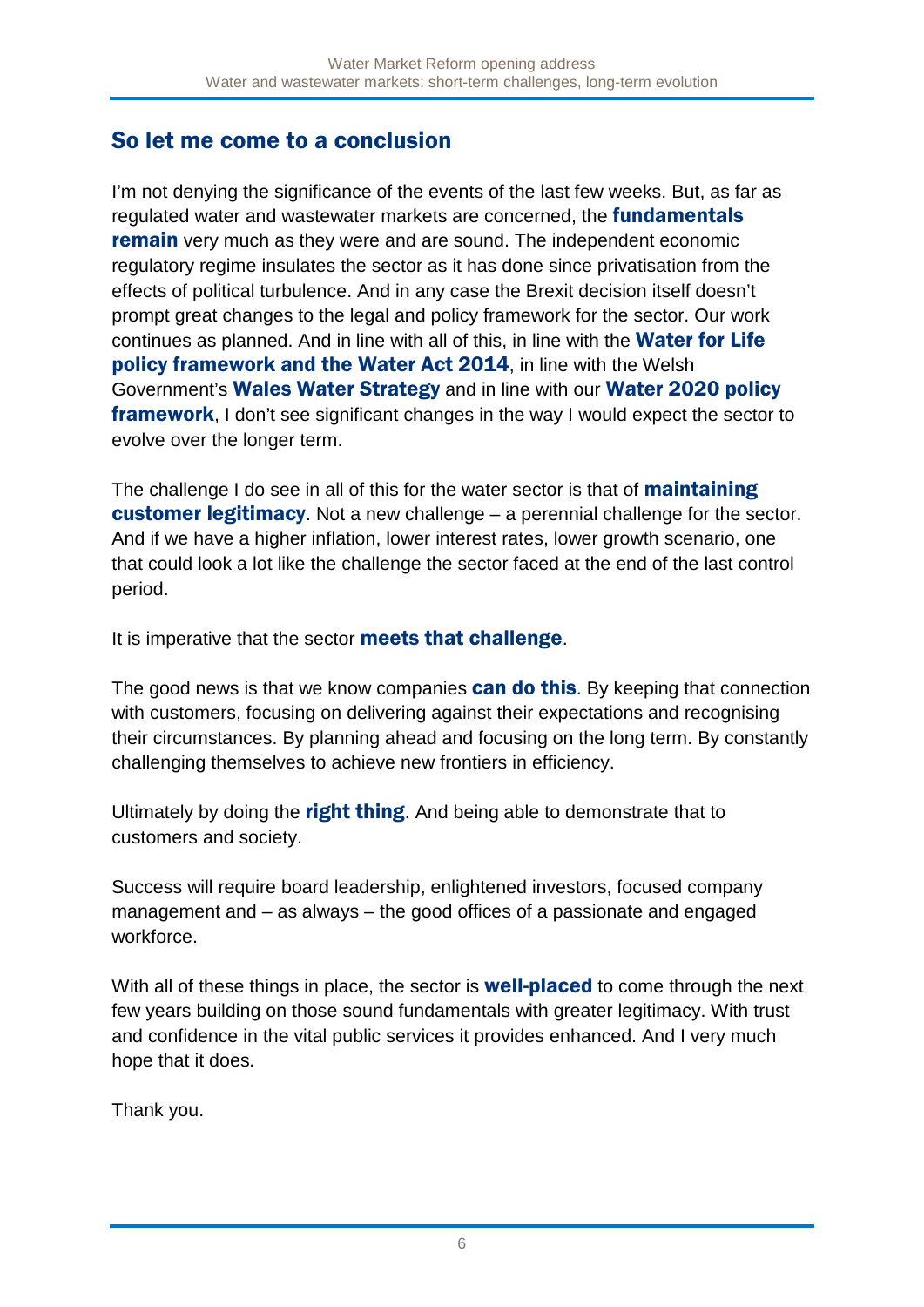## So let me come to a conclusion

I'm not denying the significance of the events of the last few weeks. But, as far as regulated water and wastewater markets are concerned, the **fundamentals remain** very much as they were and are sound. The independent economic regulatory regime insulates the sector as it has done since privatisation from the effects of political turbulence. And in any case the Brexit decision itself doesn't prompt great changes to the legal and policy framework for the sector. Our work continues as planned. And in line with all of this, in line with the **Water for Life policy framework and the Water Act 2014**, in line with the Welsh Government's **Wales Water Strategy** and in line with our **Water 2020 policy framework**, I don't see significant changes in the way I would expect the sector to evolve over the longer term.

The challenge I do see in all of this for the water sector is that of **maintaining customer legitimacy**. Not a new challenge – a perennial challenge for the sector. And if we have a higher inflation, lower interest rates, lower growth scenario, one that could look a lot like the challenge the sector faced at the end of the last control period.

It is imperative that the sector **meets that challenge**.

The good news is that we know companies **can do this**. By keeping that connection with customers, focusing on delivering against their expectations and recognising their circumstances. By planning ahead and focusing on the long term. By constantly challenging themselves to achieve new frontiers in efficiency.

Ultimately by doing the **right thing**. And being able to demonstrate that to customers and society.

Success will require board leadership, enlightened investors, focused company management and – as always – the good offices of a passionate and engaged workforce.

With all of these things in place, the sector is **well-placed** to come through the next few years building on those sound fundamentals with greater legitimacy. With trust and confidence in the vital public services it provides enhanced. And I very much hope that it does.

Thank you.